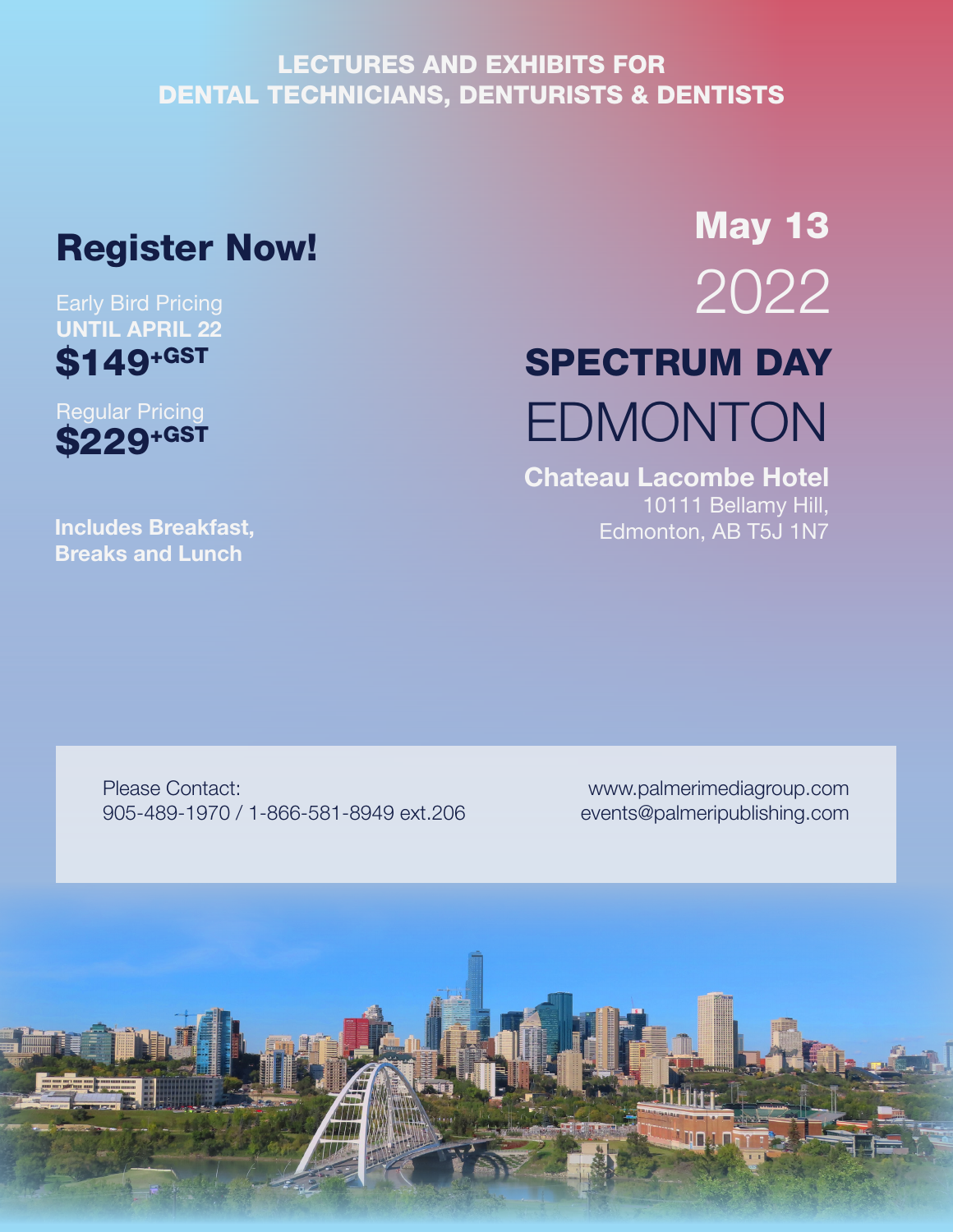LECTURES AND EXHIBITS FOR
DENTAL TECHNICIANS, DENTURISTS & DENTISTS

**May 13**
2022

# SPECTRUM DAY
# EDMONTON

**Chateau Lacombe Hotel**
10111 Bellamy Hill,
Edmonton, AB T5J 1N7

## Register Now!

Early Bird Pricing
**UNTIL APRIL 22**
**$149+GST**

Regular Pricing
**$229+GST**

**Includes Breakfast, Breaks and Lunch**

Please Contact:
905-489-1970 / 1-866-581-8949 ext.206

www.palmerimediagroup.com
events@palmeripublishing.com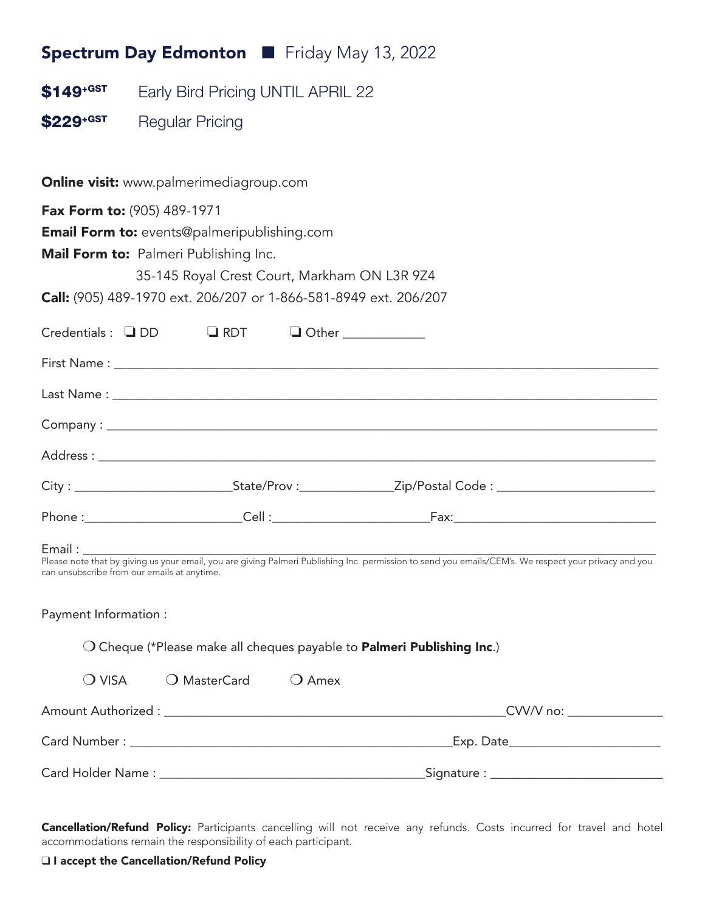## Spectrum Day Edmonton ■ Friday May 13, 2022

**$149+GST** Early Bird Pricing UNTIL APRIL 22

**$229+GST** Regular Pricing

**Online visit:** www.palmerimediagroup.com

**Fax Form to:** (905) 489-1971

**Email Form to:** events@palmeripublishing.com

**Mail Form to:** Palmeri Publishing Inc.
35-145 Royal Crest Court, Markham ON L3R 9Z4

**Call:** (905) 489-1970 ext. 206/207 or 1-866-581-8949 ext. 206/207

Credentials : ❑ DD ❑ RDT ❑ Other ____________

First Name : ______________________________

Last Name : ______________________________

Company : ______________________________

Address : ______________________________

City : ______________ State/Prov : ____________ Zip/Postal Code : ______________

Phone : ______________ Cell : ______________ Fax: ______________

Email : ______________________________

Please note that by giving us your email, you are giving Palmeri Publishing Inc. permission to send you emails/CEM's. We respect your privacy and you can unsubscribe from our emails at anytime.

Payment Information :

❍ Cheque (*Please make all cheques payable to **Palmeri Publishing Inc**.)

❍ VISA ❍ MasterCard ❍ Amex

Amount Authorized : ______________________________ CVV/V no: ____________

Card Number : ______________________________ Exp. Date ______________

Card Holder Name : ______________________________ Signature : ______________

**Cancellation/Refund Policy:** Participants cancelling will not receive any refunds. Costs incurred for travel and hotel accommodations remain the responsibility of each participant.

❑ **I accept the Cancellation/Refund Policy**